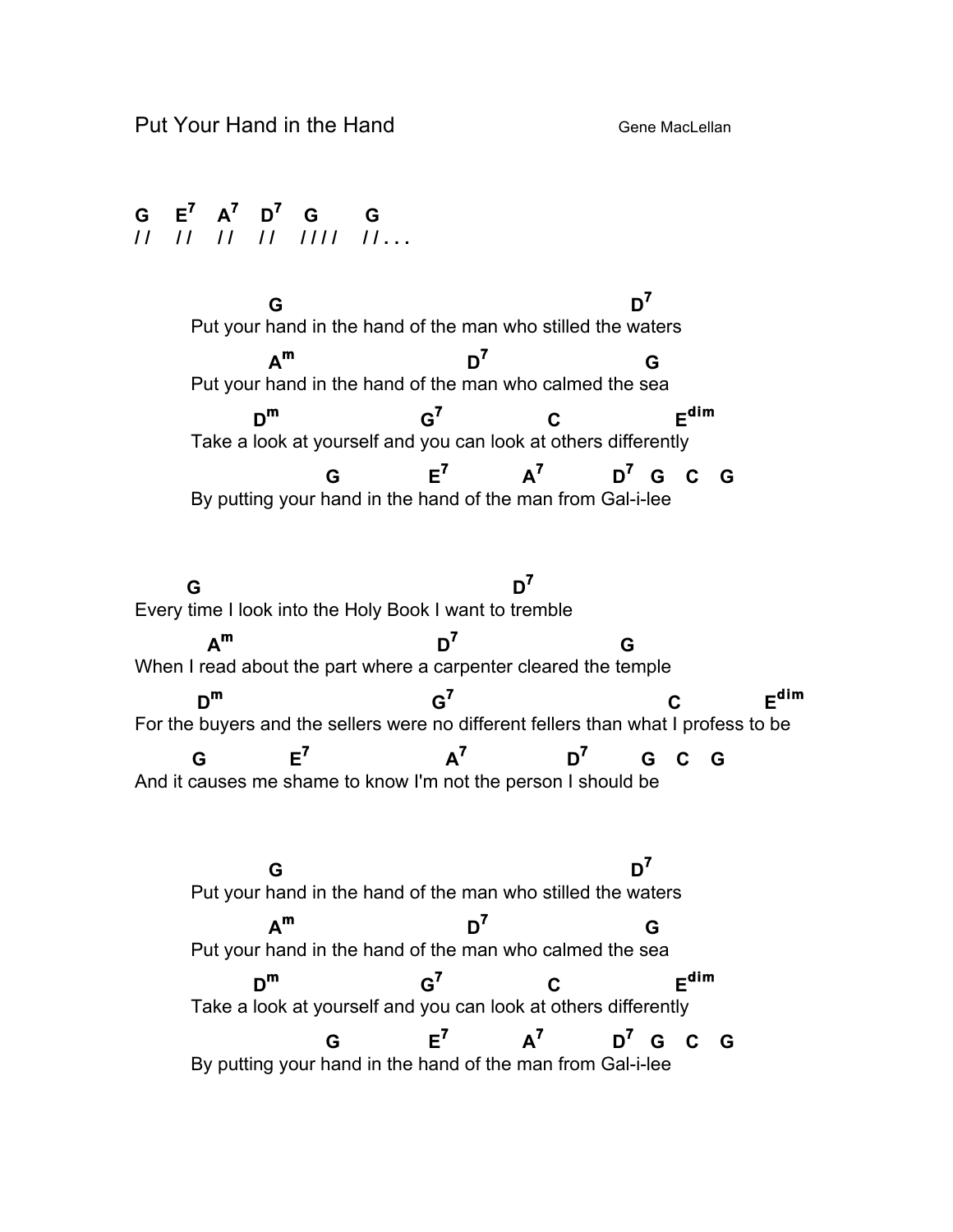Put Your Hand in the Hand — Gene MacLellan

```
G    E7   A7   D7   G       G
//   //   //   //   ////    //...


              G                                        D7
        Put your hand in the hand of the man who stilled the waters
              Am                 D7                 G
        Put your hand in the hand of the man who calmed the sea
            Dm              G7          C               Edim
        Take a look at yourself and you can look at others differently
                   G          E7         A7        D7  G  C  G
        By putting your hand in the hand of the man from Gal-i-lee


     G                                         D7
Every time I look into the Holy Book I want to tremble
      Am                              D7                G
When I read about the part where a carpenter cleared the temple
      Dm                            G7                    C          Edim
For the buyers and the sellers were no different fellers than what I profess to be
     G          E7                A7           D7     G  C  G
And it causes me shame to know I'm not the person I should be


              G                                        D7
        Put your hand in the hand of the man who stilled the waters
              Am                 D7                 G
        Put your hand in the hand of the man who calmed the sea
            Dm              G7          C               Edim
        Take a look at yourself and you can look at others differently
                   G          E7         A7        D7  G  C  G
        By putting your hand in the hand of the man from Gal-i-lee
```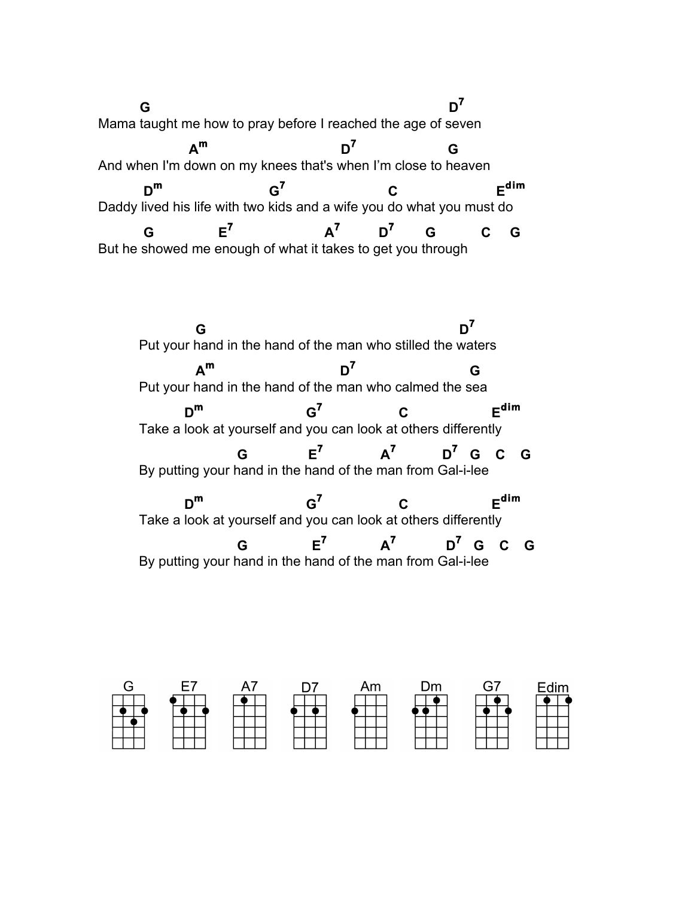```
      G                                             D7
Mama taught me how to pray before I reached the age of seven

              Am                      D7              G
And when I'm down on my knees that's when I'm close to heaven

       Dm                G7                 C                Edim
Daddy lived his life with two kids and a wife you do what you must do

       G          E7              A7       D7      G        C    G
But he showed me enough of what it takes to get you through
```

```
          G                                            D7
Put your hand in the hand of the man who stilled the waters

          Am                      D7                G
Put your hand in the hand of the man who calmed the sea

       Dm              G7              C                 Edim
Take a look at yourself and you can look at others differently

                 G          E7          A7         D7  G   C   G
By putting your hand in the hand of the man from Gal-i-lee

       Dm              G7              C                 Edim
Take a look at yourself and you can look at others differently

                 G          E7          A7         D7  G   C   G
By putting your hand in the hand of the man from Gal-i-lee
```

G E7 A7 D7 Am Dm G7 Edim